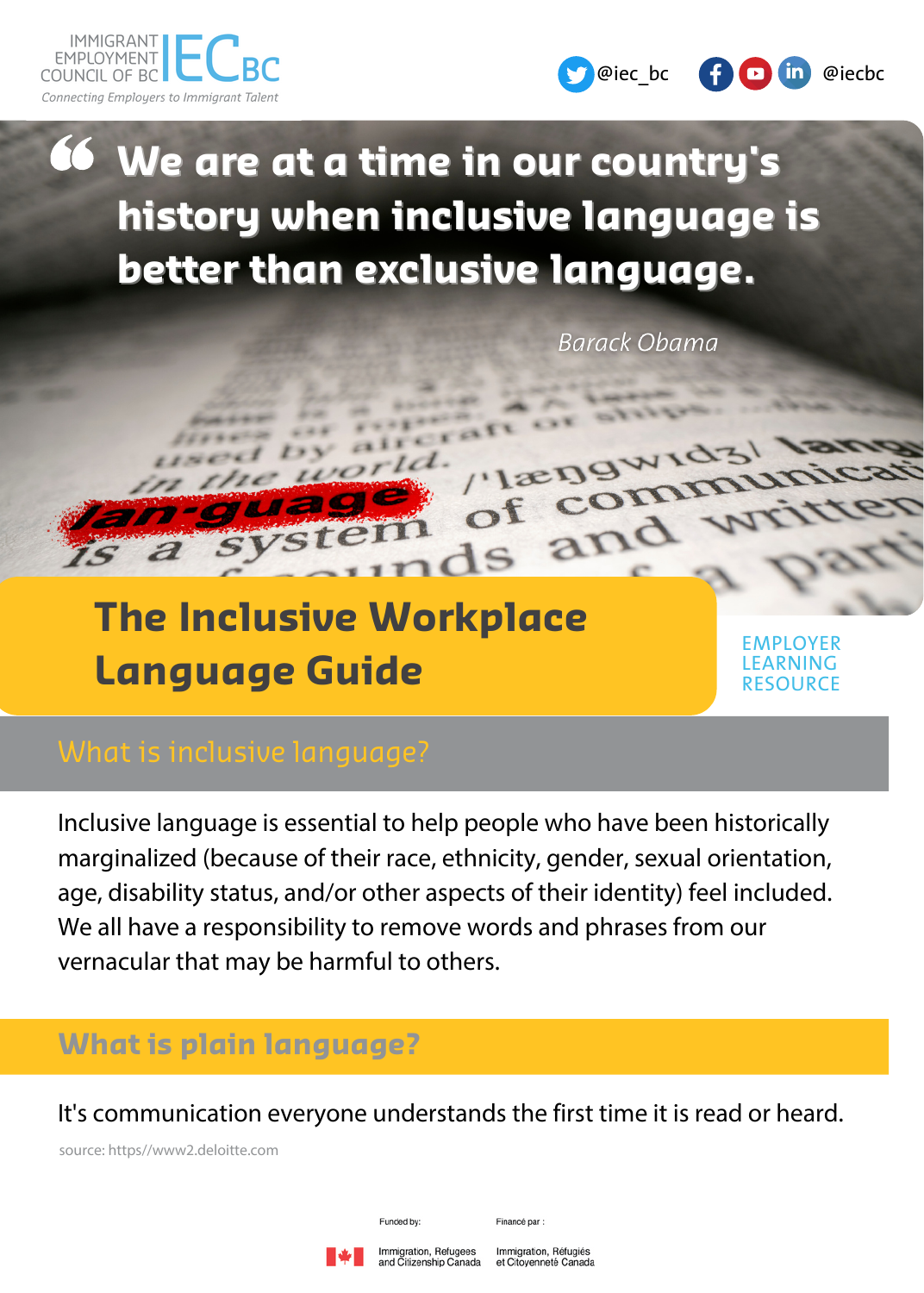IMMIGRANT EMPLOYMENT COUNCIL OF BC — IECBC

*Connecting Employers to Immigrant Talent*

@iec_bc @iecbc

> **"We are at a time in our country's history when inclusive language is better than exclusive language.**
>
> *Barack Obama*

# The Inclusive Workplace Language Guide

EMPLOYER LEARNING RESOURCE

## What is inclusive language?

Inclusive language is essential to help people who have been historically marginalized (because of their race, ethnicity, gender, sexual orientation, age, disability status, and/or other aspects of their identity) feel included. We all have a responsibility to remove words and phrases from our vernacular that may be harmful to others.

## What is plain language?

It's communication everyone understands the first time it is read or heard.

source: https//www2.deloitte.com

Funded by: Immigration, Refugees and Citizenship Canada

Financé par : Immigration, Réfugiés et Citoyenneté Canada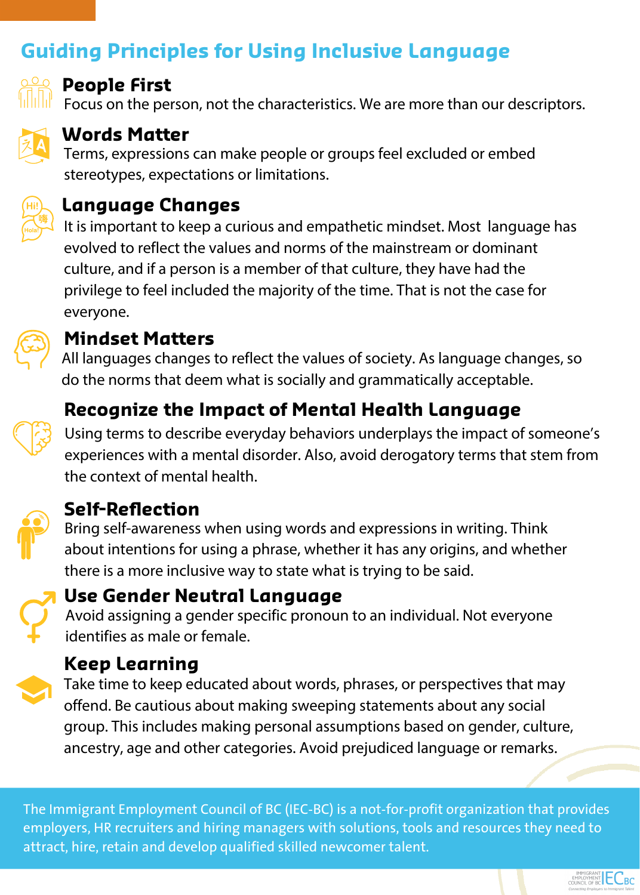## Guiding Principles for Using Inclusive Language

### People First

Focus on the person, not the characteristics. We are more than our descriptors.

### Words Matter

Terms, expressions can make people or groups feel excluded or embed stereotypes, expectations or limitations.

### Language Changes

It is important to keep a curious and empathetic mindset. Most language has evolved to reflect the values and norms of the mainstream or dominant culture, and if a person is a member of that culture, they have had the privilege to feel included the majority of the time. That is not the case for everyone.

### Mindset Matters

All languages changes to reflect the values of society. As language changes, so do the norms that deem what is socially and grammatically acceptable.

### Recognize the Impact of Mental Health Language

Using terms to describe everyday behaviors underplays the impact of someone's experiences with a mental disorder. Also, avoid derogatory terms that stem from the context of mental health.

### Self-Reflection

Bring self-awareness when using words and expressions in writing. Think about intentions for using a phrase, whether it has any origins, and whether there is a more inclusive way to state what is trying to be said.

### Use Gender Neutral Language

Avoid assigning a gender specific pronoun to an individual. Not everyone identifies as male or female.

### Keep Learning

Take time to keep educated about words, phrases, or perspectives that may offend. Be cautious about making sweeping statements about any social group. This includes making personal assumptions based on gender, culture, ancestry, age and other categories. Avoid prejudiced language or remarks.

The Immigrant Employment Council of BC (IEC-BC) is a not-for-profit organization that provides employers, HR recruiters and hiring managers with solutions, tools and resources they need to attract, hire, retain and develop qualified skilled newcomer talent.